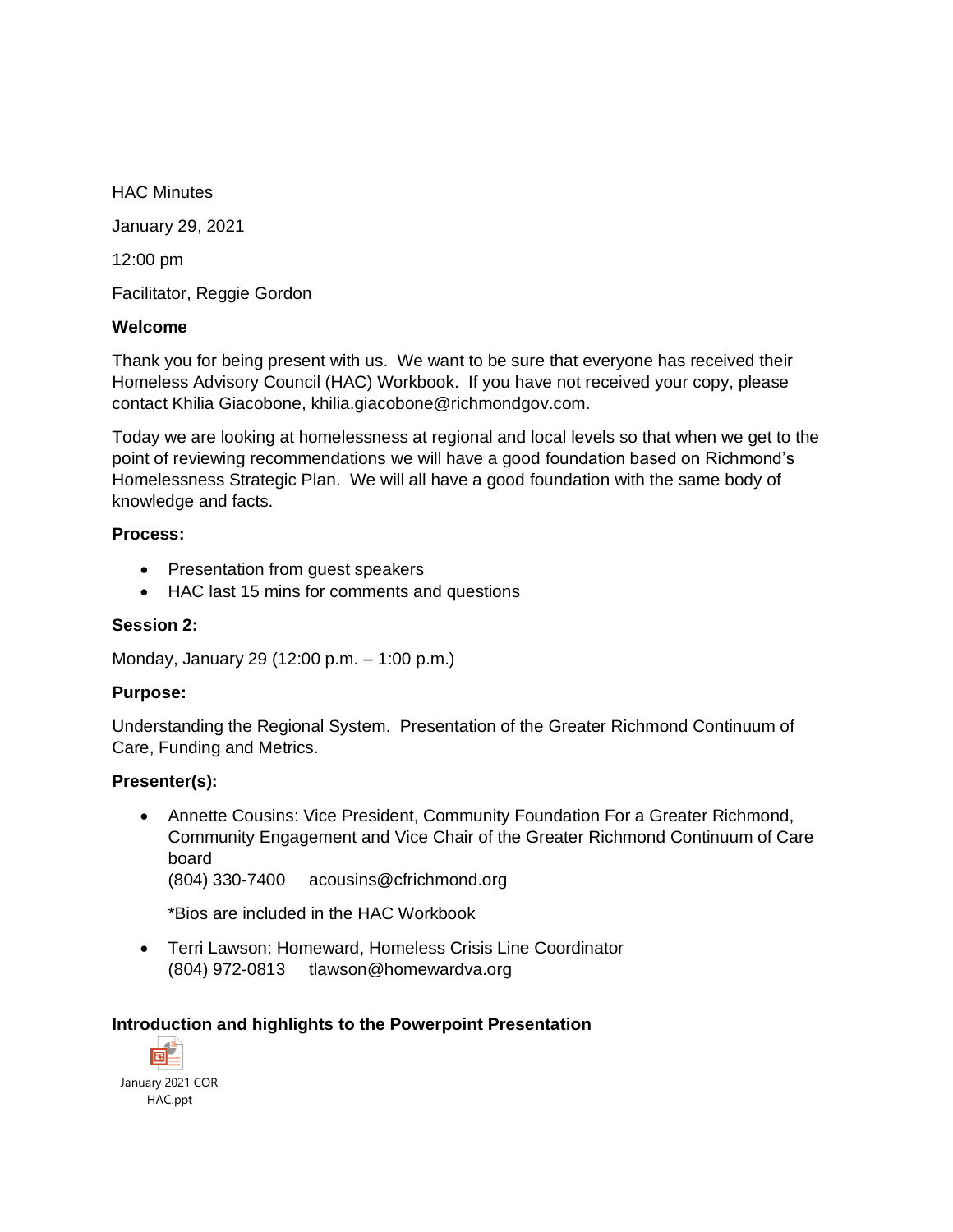HAC Minutes

January 29, 2021

12:00 pm

Facilitator, Reggie Gordon

**Welcome**

Thank you for being present with us. We want to be sure that everyone has received their Homeless Advisory Council (HAC) Workbook. If you have not received your copy, please contact Khilia Giacobone, khilia.giacobone@richmondgov.com.

Today we are looking at homelessness at regional and local levels so that when we get to the point of reviewing recommendations we will have a good foundation based on Richmond's Homelessness Strategic Plan. We will all have a good foundation with the same body of knowledge and facts.

**Process:**

- Presentation from guest speakers
- HAC last 15 mins for comments and questions

**Session 2:**

Monday, January 29 (12:00 p.m. – 1:00 p.m.)

**Purpose:**

Understanding the Regional System. Presentation of the Greater Richmond Continuum of Care, Funding and Metrics.

**Presenter(s):**

- Annette Cousins: Vice President, Community Foundation For a Greater Richmond, Community Engagement and Vice Chair of the Greater Richmond Continuum of Care board
  (804) 330-7400 acousins@cfrichmond.org

  *Bios are included in the HAC Workbook

- Terri Lawson: Homeward, Homeless Crisis Line Coordinator
  (804) 972-0813 tlawson@homewardva.org

**Introduction and highlights to the Powerpoint Presentation**

January 2021 COR HAC.ppt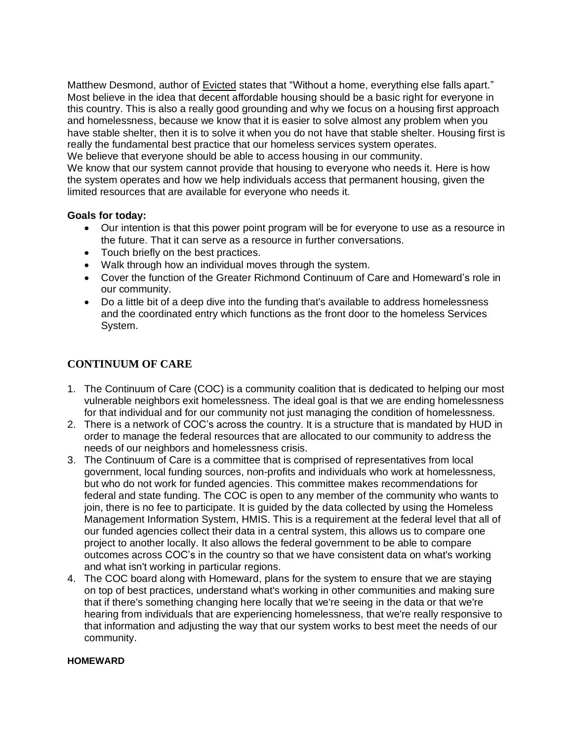Matthew Desmond, author of Evicted states that "Without a home, everything else falls apart." Most believe in the idea that decent affordable housing should be a basic right for everyone in this country. This is also a really good grounding and why we focus on a housing first approach and homelessness, because we know that it is easier to solve almost any problem when you have stable shelter, then it is to solve it when you do not have that stable shelter. Housing first is really the fundamental best practice that our homeless services system operates.
We believe that everyone should be able to access housing in our community.
We know that our system cannot provide that housing to everyone who needs it. Here is how the system operates and how we help individuals access that permanent housing, given the limited resources that are available for everyone who needs it.

**Goals for today:**

- Our intention is that this power point program will be for everyone to use as a resource in the future. That it can serve as a resource in further conversations.
- Touch briefly on the best practices.
- Walk through how an individual moves through the system.
- Cover the function of the Greater Richmond Continuum of Care and Homeward's role in our community.
- Do a little bit of a deep dive into the funding that's available to address homelessness and the coordinated entry which functions as the front door to the homeless Services System.

## CONTINUUM OF CARE

1. The Continuum of Care (COC) is a community coalition that is dedicated to helping our most vulnerable neighbors exit homelessness. The ideal goal is that we are ending homelessness for that individual and for our community not just managing the condition of homelessness.
2. There is a network of COC's across the country. It is a structure that is mandated by HUD in order to manage the federal resources that are allocated to our community to address the needs of our neighbors and homelessness crisis.
3. The Continuum of Care is a committee that is comprised of representatives from local government, local funding sources, non-profits and individuals who work at homelessness, but who do not work for funded agencies. This committee makes recommendations for federal and state funding. The COC is open to any member of the community who wants to join, there is no fee to participate. It is guided by the data collected by using the Homeless Management Information System, HMIS. This is a requirement at the federal level that all of our funded agencies collect their data in a central system, this allows us to compare one project to another locally. It also allows the federal government to be able to compare outcomes across COC's in the country so that we have consistent data on what's working and what isn't working in particular regions.
4. The COC board along with Homeward, plans for the system to ensure that we are staying on top of best practices, understand what's working in other communities and making sure that if there's something changing here locally that we're seeing in the data or that we're hearing from individuals that are experiencing homelessness, that we're really responsive to that information and adjusting the way that our system works to best meet the needs of our community.

**HOMEWARD**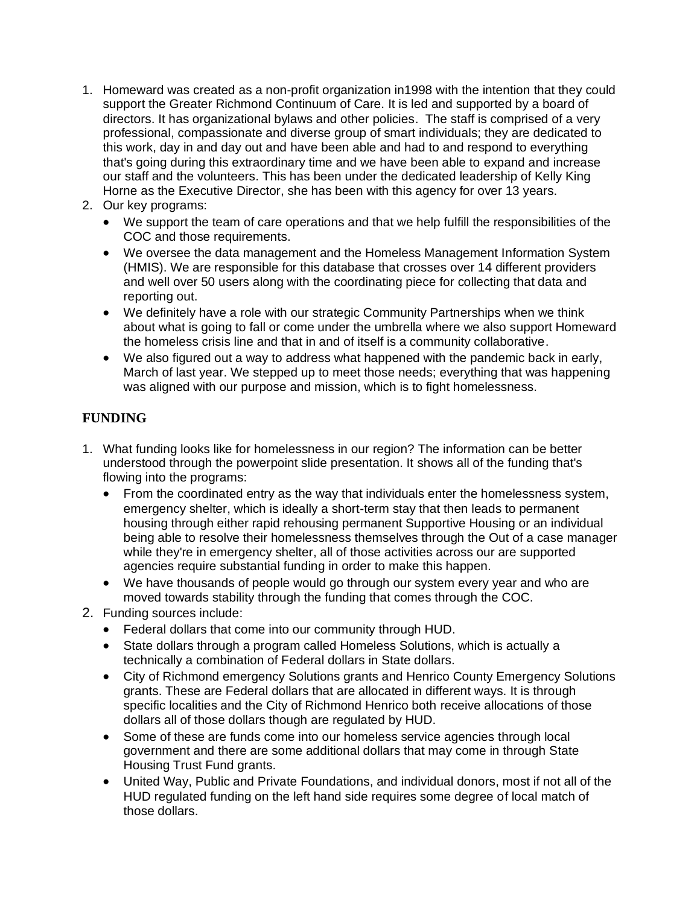1. Homeward was created as a non-profit organization in1998 with the intention that they could support the Greater Richmond Continuum of Care. It is led and supported by a board of directors. It has organizational bylaws and other policies. The staff is comprised of a very professional, compassionate and diverse group of smart individuals; they are dedicated to this work, day in and day out and have been able and had to and respond to everything that's going during this extraordinary time and we have been able to expand and increase our staff and the volunteers. This has been under the dedicated leadership of Kelly King Horne as the Executive Director, she has been with this agency for over 13 years.
2. Our key programs:
   - We support the team of care operations and that we help fulfill the responsibilities of the COC and those requirements.
   - We oversee the data management and the Homeless Management Information System (HMIS). We are responsible for this database that crosses over 14 different providers and well over 50 users along with the coordinating piece for collecting that data and reporting out.
   - We definitely have a role with our strategic Community Partnerships when we think about what is going to fall or come under the umbrella where we also support Homeward the homeless crisis line and that in and of itself is a community collaborative.
   - We also figured out a way to address what happened with the pandemic back in early, March of last year. We stepped up to meet those needs; everything that was happening was aligned with our purpose and mission, which is to fight homelessness.

## FUNDING

1. What funding looks like for homelessness in our region? The information can be better understood through the powerpoint slide presentation. It shows all of the funding that's flowing into the programs:
   - From the coordinated entry as the way that individuals enter the homelessness system, emergency shelter, which is ideally a short-term stay that then leads to permanent housing through either rapid rehousing permanent Supportive Housing or an individual being able to resolve their homelessness themselves through the Out of a case manager while they're in emergency shelter, all of those activities across our are supported agencies require substantial funding in order to make this happen.
   - We have thousands of people would go through our system every year and who are moved towards stability through the funding that comes through the COC.
2. Funding sources include:
   - Federal dollars that come into our community through HUD.
   - State dollars through a program called Homeless Solutions, which is actually a technically a combination of Federal dollars in State dollars.
   - City of Richmond emergency Solutions grants and Henrico County Emergency Solutions grants. These are Federal dollars that are allocated in different ways. It is through specific localities and the City of Richmond Henrico both receive allocations of those dollars all of those dollars though are regulated by HUD.
   - Some of these are funds come into our homeless service agencies through local government and there are some additional dollars that may come in through State Housing Trust Fund grants.
   - United Way, Public and Private Foundations, and individual donors, most if not all of the HUD regulated funding on the left hand side requires some degree of local match of those dollars.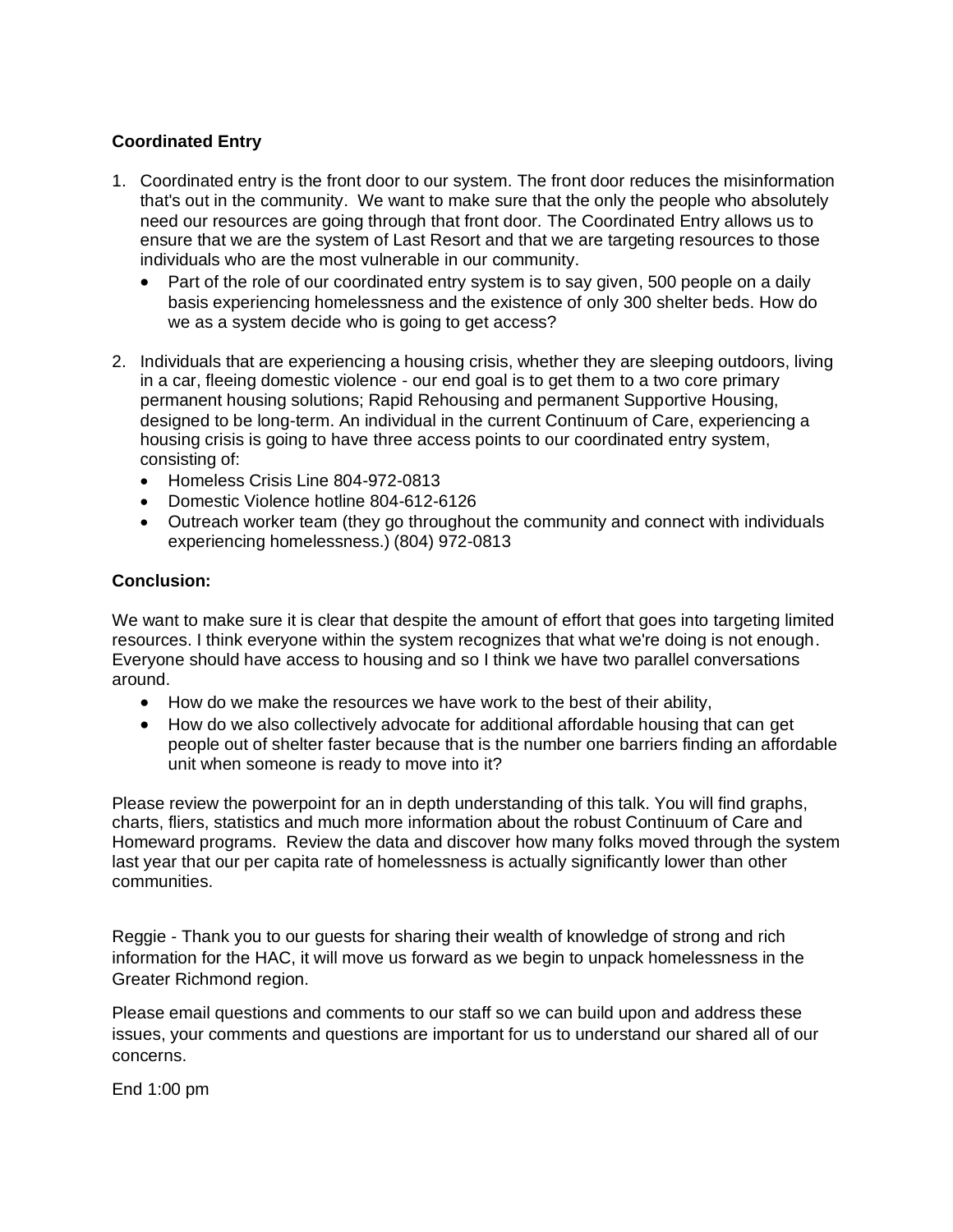**Coordinated Entry**

1. Coordinated entry is the front door to our system. The front door reduces the misinformation that's out in the community. We want to make sure that the only the people who absolutely need our resources are going through that front door. The Coordinated Entry allows us to ensure that we are the system of Last Resort and that we are targeting resources to those individuals who are the most vulnerable in our community.
   - Part of the role of our coordinated entry system is to say given, 500 people on a daily basis experiencing homelessness and the existence of only 300 shelter beds. How do we as a system decide who is going to get access?

2. Individuals that are experiencing a housing crisis, whether they are sleeping outdoors, living in a car, fleeing domestic violence - our end goal is to get them to a two core primary permanent housing solutions; Rapid Rehousing and permanent Supportive Housing, designed to be long-term. An individual in the current Continuum of Care, experiencing a housing crisis is going to have three access points to our coordinated entry system, consisting of:
   - Homeless Crisis Line 804-972-0813
   - Domestic Violence hotline 804-612-6126
   - Outreach worker team (they go throughout the community and connect with individuals experiencing homelessness.) (804) 972-0813

**Conclusion:**

We want to make sure it is clear that despite the amount of effort that goes into targeting limited resources. I think everyone within the system recognizes that what we're doing is not enough. Everyone should have access to housing and so I think we have two parallel conversations around.

- How do we make the resources we have work to the best of their ability,
- How do we also collectively advocate for additional affordable housing that can get people out of shelter faster because that is the number one barriers finding an affordable unit when someone is ready to move into it?

Please review the powerpoint for an in depth understanding of this talk. You will find graphs, charts, fliers, statistics and much more information about the robust Continuum of Care and Homeward programs. Review the data and discover how many folks moved through the system last year that our per capita rate of homelessness is actually significantly lower than other communities.

Reggie - Thank you to our guests for sharing their wealth of knowledge of strong and rich information for the HAC, it will move us forward as we begin to unpack homelessness in the Greater Richmond region.

Please email questions and comments to our staff so we can build upon and address these issues, your comments and questions are important for us to understand our shared all of our concerns.

End 1:00 pm